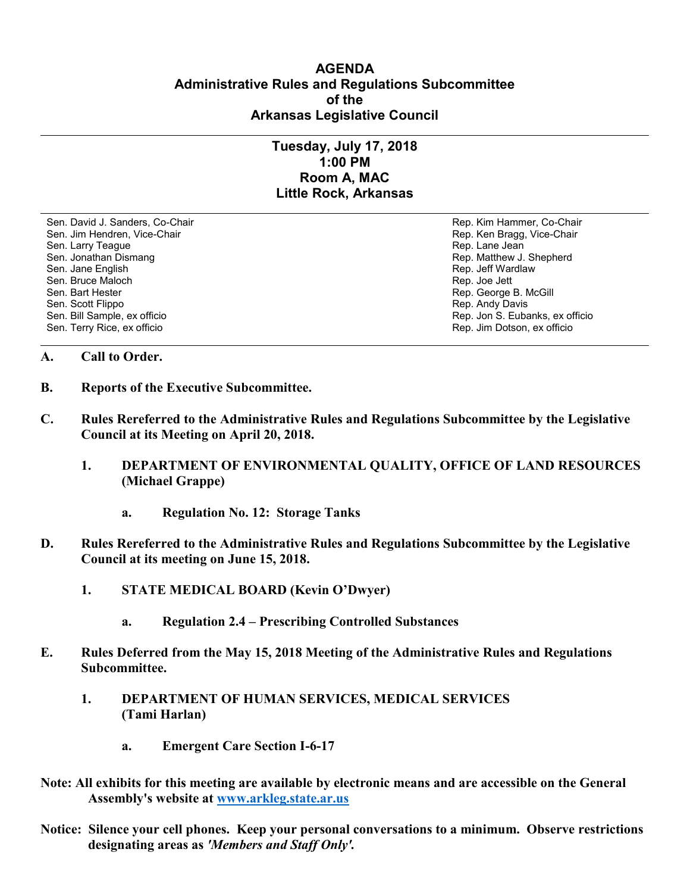# AGENDA
## Administrative Rules and Regulations Subcommittee
## of the
## Arkansas Legislative Council

---

**Tuesday, July 17, 2018**
**1:00 PM**
**Room A, MAC**
**Little Rock, Arkansas**

---

| Senate | House |
|---|---|
| Sen. David J. Sanders, Co-Chair | Rep. Kim Hammer, Co-Chair |
| Sen. Jim Hendren, Vice-Chair | Rep. Ken Bragg, Vice-Chair |
| Sen. Larry Teague | Rep. Lane Jean |
| Sen. Jonathan Dismang | Rep. Matthew J. Shepherd |
| Sen. Jane English | Rep. Jeff Wardlaw |
| Sen. Bruce Maloch | Rep. Joe Jett |
| Sen. Bart Hester | Rep. George B. McGill |
| Sen. Scott Flippo | Rep. Andy Davis |
| Sen. Bill Sample, ex officio | Rep. Jon S. Eubanks, ex officio |
| Sen. Terry Rice, ex officio | Rep. Jim Dotson, ex officio |

---

**A. Call to Order.**

**B. Reports of the Executive Subcommittee.**

**C. Rules Rereferred to the Administrative Rules and Regulations Subcommittee by the Legislative Council at its Meeting on April 20, 2018.**

- **1. DEPARTMENT OF ENVIRONMENTAL QUALITY, OFFICE OF LAND RESOURCES (Michael Grappe)**
  - **a. Regulation No. 12: Storage Tanks**

**D. Rules Rereferred to the Administrative Rules and Regulations Subcommittee by the Legislative Council at its meeting on June 15, 2018.**

- **1. STATE MEDICAL BOARD (Kevin O'Dwyer)**
  - **a. Regulation 2.4 – Prescribing Controlled Substances**

**E. Rules Deferred from the May 15, 2018 Meeting of the Administrative Rules and Regulations Subcommittee.**

- **1. DEPARTMENT OF HUMAN SERVICES, MEDICAL SERVICES (Tami Harlan)**
  - **a. Emergent Care Section I-6-17**

**Note: All exhibits for this meeting are available by electronic means and are accessible on the General Assembly's website at [www.arkleg.state.ar.us](http://www.arkleg.state.ar.us)**

**Notice: Silence your cell phones. Keep your personal conversations to a minimum. Observe restrictions designating areas as *'Members and Staff Only'*.**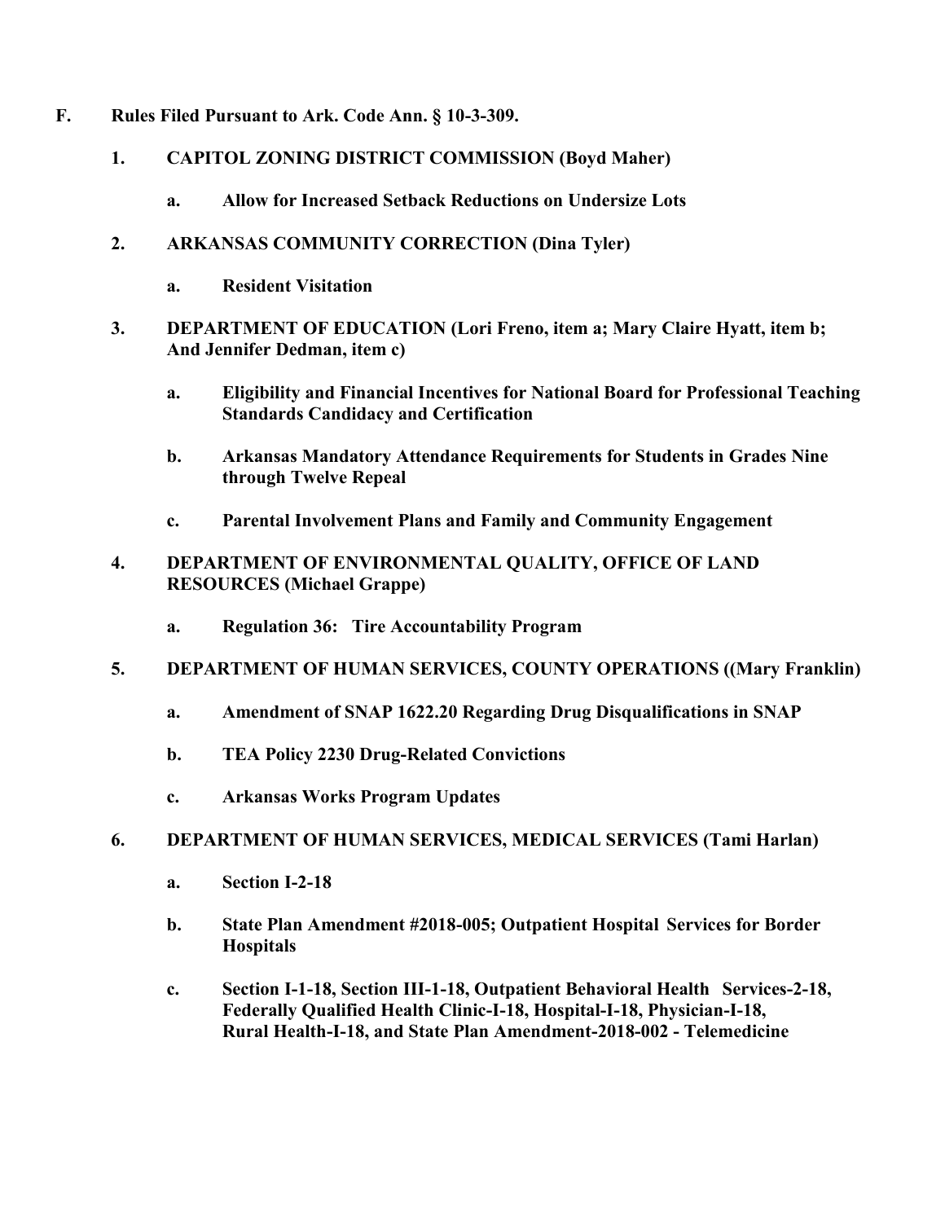**F. Rules Filed Pursuant to Ark. Code Ann. § 10-3-309.**

1. **CAPITOL ZONING DISTRICT COMMISSION (Boyd Maher)**

    a. **Allow for Increased Setback Reductions on Undersize Lots**

2. **ARKANSAS COMMUNITY CORRECTION (Dina Tyler)**

    a. **Resident Visitation**

3. **DEPARTMENT OF EDUCATION (Lori Freno, item a; Mary Claire Hyatt, item b; And Jennifer Dedman, item c)**

    a. **Eligibility and Financial Incentives for National Board for Professional Teaching Standards Candidacy and Certification**

    b. **Arkansas Mandatory Attendance Requirements for Students in Grades Nine through Twelve Repeal**

    c. **Parental Involvement Plans and Family and Community Engagement**

4. **DEPARTMENT OF ENVIRONMENTAL QUALITY, OFFICE OF LAND RESOURCES (Michael Grappe)**

    a. **Regulation 36: Tire Accountability Program**

5. **DEPARTMENT OF HUMAN SERVICES, COUNTY OPERATIONS ((Mary Franklin)**

    a. **Amendment of SNAP 1622.20 Regarding Drug Disqualifications in SNAP**

    b. **TEA Policy 2230 Drug-Related Convictions**

    c. **Arkansas Works Program Updates**

6. **DEPARTMENT OF HUMAN SERVICES, MEDICAL SERVICES (Tami Harlan)**

    a. **Section I-2-18**

    b. **State Plan Amendment #2018-005; Outpatient Hospital Services for Border Hospitals**

    c. **Section I-1-18, Section III-1-18, Outpatient Behavioral Health Services-2-18, Federally Qualified Health Clinic-I-18, Hospital-I-18, Physician-I-18, Rural Health-I-18, and State Plan Amendment-2018-002 - Telemedicine**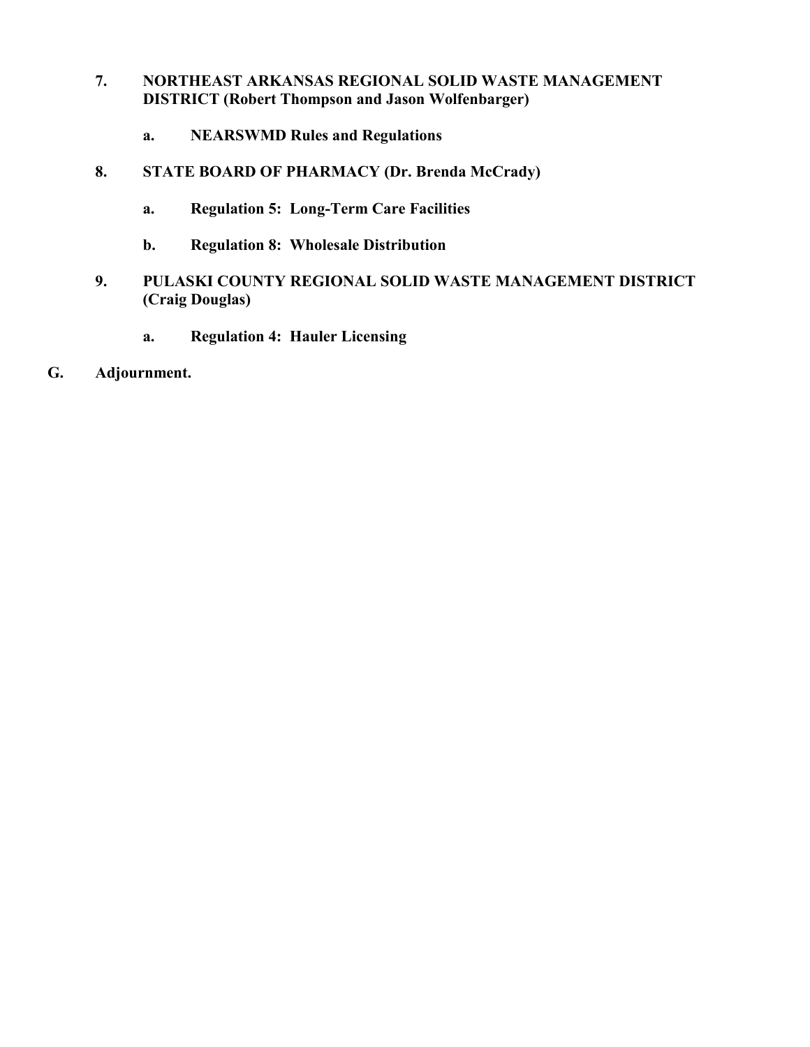7. **NORTHEAST ARKANSAS REGIONAL SOLID WASTE MANAGEMENT DISTRICT (Robert Thompson and Jason Wolfenbarger)**

   a. **NEARSWMD Rules and Regulations**

8. **STATE BOARD OF PHARMACY (Dr. Brenda McCrady)**

   a. **Regulation 5: Long-Term Care Facilities**

   b. **Regulation 8: Wholesale Distribution**

9. **PULASKI COUNTY REGIONAL SOLID WASTE MANAGEMENT DISTRICT (Craig Douglas)**

   a. **Regulation 4: Hauler Licensing**

**G. Adjournment.**